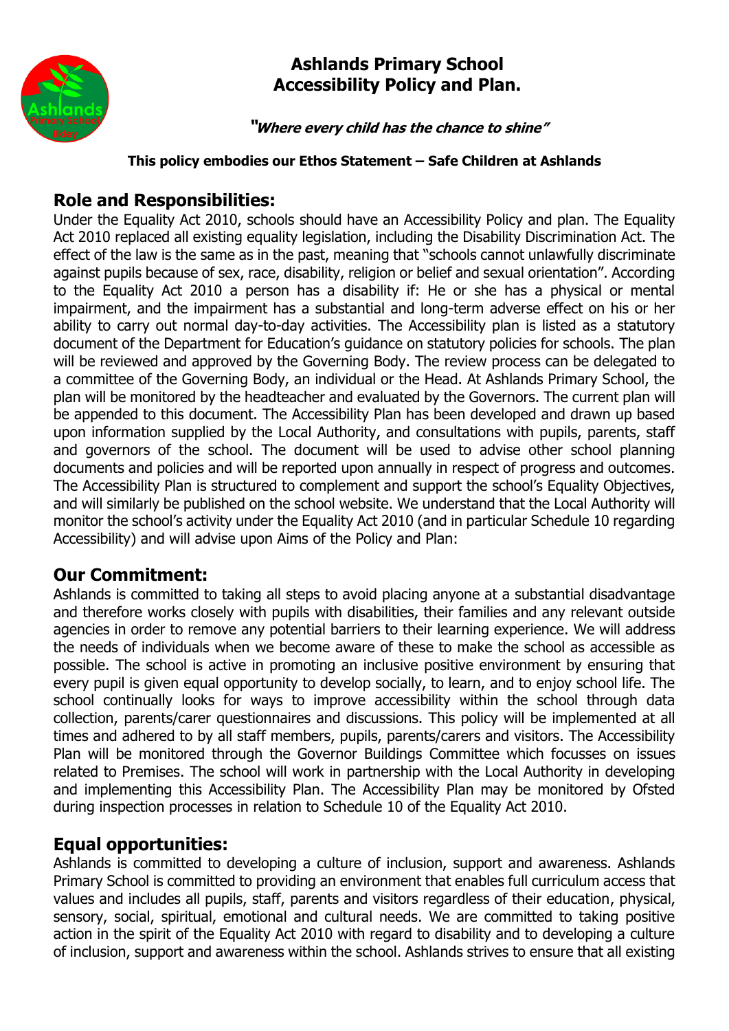# Ashlands Primary School
# Accessibility Policy and Plan.

***"Where every child has the chance to shine"***

**This policy embodies our Ethos Statement – Safe Children at Ashlands**

## Role and Responsibilities:

Under the Equality Act 2010, schools should have an Accessibility Policy and plan. The Equality Act 2010 replaced all existing equality legislation, including the Disability Discrimination Act. The effect of the law is the same as in the past, meaning that "schools cannot unlawfully discriminate against pupils because of sex, race, disability, religion or belief and sexual orientation". According to the Equality Act 2010 a person has a disability if: He or she has a physical or mental impairment, and the impairment has a substantial and long-term adverse effect on his or her ability to carry out normal day-to-day activities. The Accessibility plan is listed as a statutory document of the Department for Education's guidance on statutory policies for schools. The plan will be reviewed and approved by the Governing Body. The review process can be delegated to a committee of the Governing Body, an individual or the Head. At Ashlands Primary School, the plan will be monitored by the headteacher and evaluated by the Governors. The current plan will be appended to this document. The Accessibility Plan has been developed and drawn up based upon information supplied by the Local Authority, and consultations with pupils, parents, staff and governors of the school. The document will be used to advise other school planning documents and policies and will be reported upon annually in respect of progress and outcomes. The Accessibility Plan is structured to complement and support the school's Equality Objectives, and will similarly be published on the school website. We understand that the Local Authority will monitor the school's activity under the Equality Act 2010 (and in particular Schedule 10 regarding Accessibility) and will advise upon Aims of the Policy and Plan:

## Our Commitment:

Ashlands is committed to taking all steps to avoid placing anyone at a substantial disadvantage and therefore works closely with pupils with disabilities, their families and any relevant outside agencies in order to remove any potential barriers to their learning experience. We will address the needs of individuals when we become aware of these to make the school as accessible as possible. The school is active in promoting an inclusive positive environment by ensuring that every pupil is given equal opportunity to develop socially, to learn, and to enjoy school life. The school continually looks for ways to improve accessibility within the school through data collection, parents/carer questionnaires and discussions. This policy will be implemented at all times and adhered to by all staff members, pupils, parents/carers and visitors. The Accessibility Plan will be monitored through the Governor Buildings Committee which focusses on issues related to Premises. The school will work in partnership with the Local Authority in developing and implementing this Accessibility Plan. The Accessibility Plan may be monitored by Ofsted during inspection processes in relation to Schedule 10 of the Equality Act 2010.

## Equal opportunities:

Ashlands is committed to developing a culture of inclusion, support and awareness. Ashlands Primary School is committed to providing an environment that enables full curriculum access that values and includes all pupils, staff, parents and visitors regardless of their education, physical, sensory, social, spiritual, emotional and cultural needs. We are committed to taking positive action in the spirit of the Equality Act 2010 with regard to disability and to developing a culture of inclusion, support and awareness within the school. Ashlands strives to ensure that all existing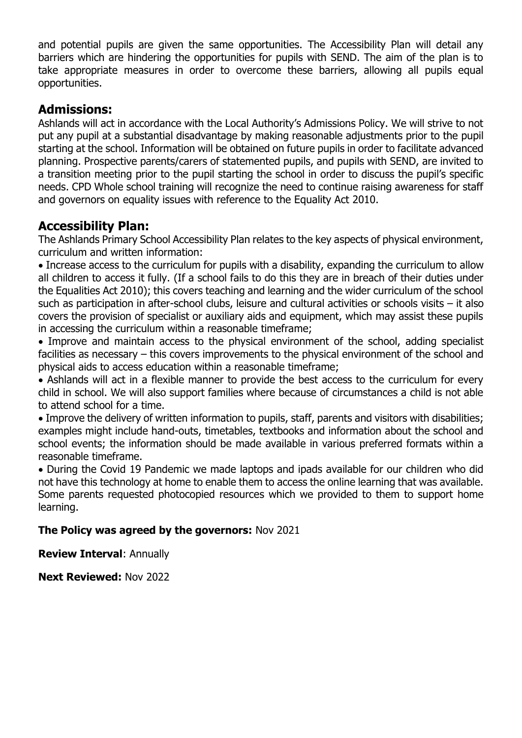and potential pupils are given the same opportunities. The Accessibility Plan will detail any barriers which are hindering the opportunities for pupils with SEND. The aim of the plan is to take appropriate measures in order to overcome these barriers, allowing all pupils equal opportunities.

## Admissions:

Ashlands will act in accordance with the Local Authority's Admissions Policy. We will strive to not put any pupil at a substantial disadvantage by making reasonable adjustments prior to the pupil starting at the school. Information will be obtained on future pupils in order to facilitate advanced planning. Prospective parents/carers of statemented pupils, and pupils with SEND, are invited to a transition meeting prior to the pupil starting the school in order to discuss the pupil's specific needs. CPD Whole school training will recognize the need to continue raising awareness for staff and governors on equality issues with reference to the Equality Act 2010.

## Accessibility Plan:

The Ashlands Primary School Accessibility Plan relates to the key aspects of physical environment, curriculum and written information:

- Increase access to the curriculum for pupils with a disability, expanding the curriculum to allow all children to access it fully. (If a school fails to do this they are in breach of their duties under the Equalities Act 2010); this covers teaching and learning and the wider curriculum of the school such as participation in after-school clubs, leisure and cultural activities or schools visits – it also covers the provision of specialist or auxiliary aids and equipment, which may assist these pupils in accessing the curriculum within a reasonable timeframe;
- Improve and maintain access to the physical environment of the school, adding specialist facilities as necessary – this covers improvements to the physical environment of the school and physical aids to access education within a reasonable timeframe;
- Ashlands will act in a flexible manner to provide the best access to the curriculum for every child in school. We will also support families where because of circumstances a child is not able to attend school for a time.
- Improve the delivery of written information to pupils, staff, parents and visitors with disabilities; examples might include hand-outs, timetables, textbooks and information about the school and school events; the information should be made available in various preferred formats within a reasonable timeframe.
- During the Covid 19 Pandemic we made laptops and ipads available for our children who did not have this technology at home to enable them to access the online learning that was available. Some parents requested photocopied resources which we provided to them to support home learning.

**The Policy was agreed by the governors:** Nov 2021

**Review Interval**: Annually

**Next Reviewed:** Nov 2022